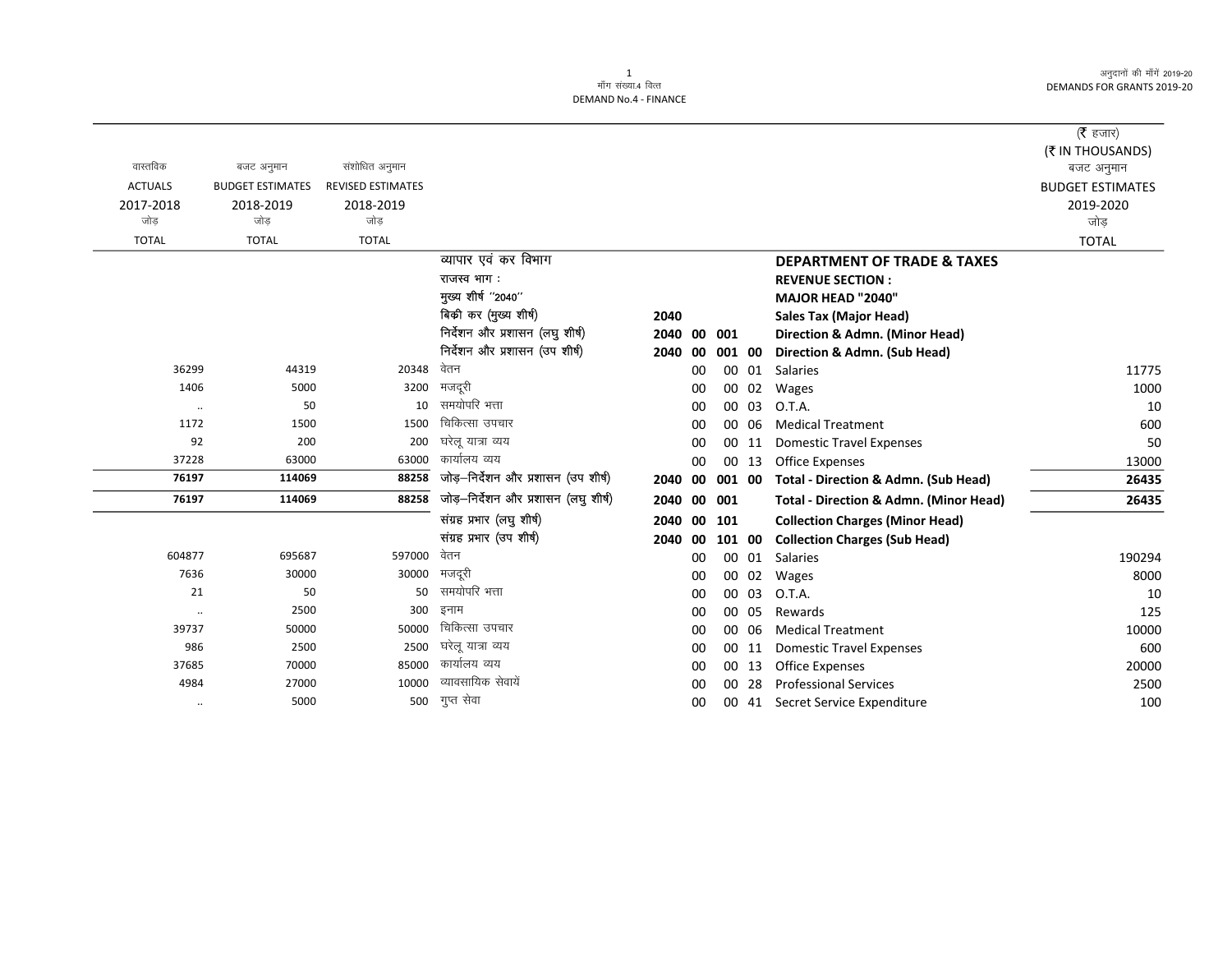मॉंग संख्या.4 वित्त
DEMAND No.4 - FINANCE

अनुदानों की मॉंगें 2019-20
DEMANDS FOR GRANTS 2019-20

(₹ हजार)
(₹ IN THOUSANDS)

| वास्तविक ACTUALS 2017-2018 जोड़ TOTAL | बजट अनुमान BUDGET ESTIMATES 2018-2019 जोड़ TOTAL | संशोधित अनुमान REVISED ESTIMATES 2018-2019 जोड़ TOTAL | | | | | | | बजट अनुमान BUDGET ESTIMATES 2019-2020 जोड़ TOTAL |
|---|---|---|---|---|---|---|---|---|---|
| | | | व्यापार एवं कर विभाग | | | | | **DEPARTMENT OF TRADE & TAXES** | |
| | | | राजस्व भाग : | | | | | **REVENUE SECTION :** | |
| | | | मुख्य शीर्ष ''2040'' | | | | | **MAJOR HEAD "2040"** | |
| | | | बिक्री कर (मुख्य शीर्ष) | **2040** | | | | **Sales Tax (Major Head)** | |
| | | | निर्देशन और प्रशासन (लघु शीर्ष) | **2040** | **00** | **001** | | **Direction & Admn. (Minor Head)** | |
| | | | निर्देशन और प्रशासन (उप शीर्ष) | **2040** | **00** | **001** | **00** | **Direction & Admn. (Sub Head)** | |
| 36299 | 44319 | 20348 | वेतन | | 00 | 00 | 01 | Salaries | 11775 |
| 1406 | 5000 | 3200 | मजदूरी | | 00 | 00 | 02 | Wages | 1000 |
| .. | 50 | 10 | समयोपरि भत्ता | | 00 | 00 | 03 | O.T.A. | 10 |
| 1172 | 1500 | 1500 | चिकित्सा उपचार | | 00 | 00 | 06 | Medical Treatment | 600 |
| 92 | 200 | 200 | घरेलू यात्रा व्यय | | 00 | 00 | 11 | Domestic Travel Expenses | 50 |
| 37228 | 63000 | 63000 | कार्यालय व्यय | | 00 | 00 | 13 | Office Expenses | 13000 |
| **76197** | **114069** | **88258** | जोड़–निर्देशन और प्रशासन (उप शीर्ष) | **2040** | **00** | **001** | **00** | **Total - Direction & Admn. (Sub Head)** | **26435** |
| **76197** | **114069** | **88258** | जोड़–निर्देशन और प्रशासन (लघु शीर्ष) | **2040** | **00** | **001** | | **Total - Direction & Admn. (Minor Head)** | **26435** |
| | | | संग्रह प्रभार (लघु शीर्ष) | **2040** | **00** | **101** | | **Collection Charges (Minor Head)** | |
| | | | संग्रह प्रभार (उप शीर्ष) | **2040** | **00** | **101** | **00** | **Collection Charges (Sub Head)** | |
| 604877 | 695687 | 597000 | वेतन | | 00 | 00 | 01 | Salaries | 190294 |
| 7636 | 30000 | 30000 | मजदूरी | | 00 | 00 | 02 | Wages | 8000 |
| 21 | 50 | 50 | समयोपरि भत्ता | | 00 | 00 | 03 | O.T.A. | 10 |
| .. | 2500 | 300 | इनाम | | 00 | 00 | 05 | Rewards | 125 |
| 39737 | 50000 | 50000 | चिकित्सा उपचार | | 00 | 00 | 06 | Medical Treatment | 10000 |
| 986 | 2500 | 2500 | घरेलू यात्रा व्यय | | 00 | 00 | 11 | Domestic Travel Expenses | 600 |
| 37685 | 70000 | 85000 | कार्यालय व्यय | | 00 | 00 | 13 | Office Expenses | 20000 |
| 4984 | 27000 | 10000 | व्यावसायिक सेवायें | | 00 | 00 | 28 | Professional Services | 2500 |
| .. | 5000 | 500 | गुप्त सेवा | | 00 | 00 | 41 | Secret Service Expenditure | 100 |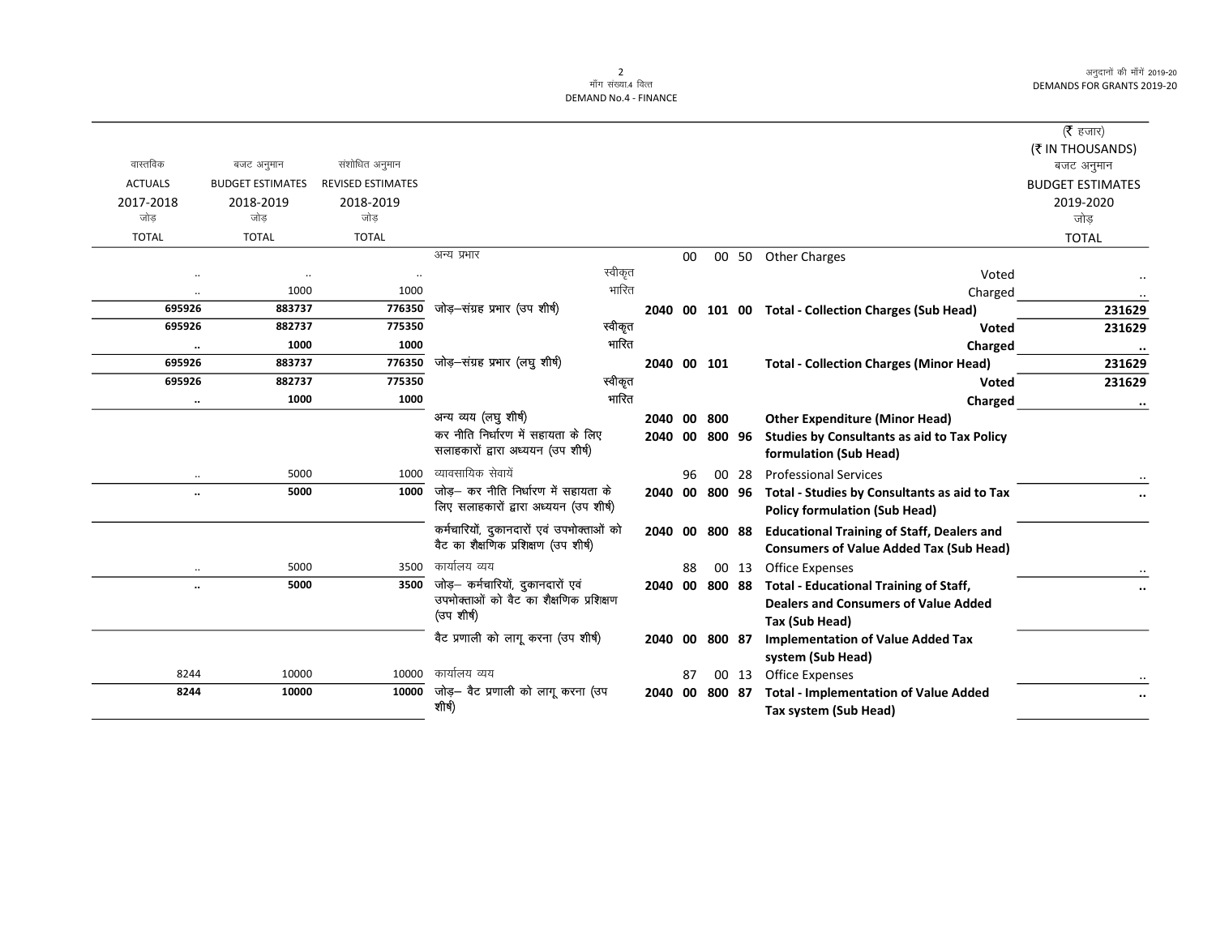DEMAND No.4 - FINANCE

DEMANDS FOR GRANTS 2019-20

| वास्तविक ACTUALS 2017-2018 जोड़ TOTAL | बजट अनुमान BUDGET ESTIMATES 2018-2019 जोड़ TOTAL | संशोधित अनुमान REVISED ESTIMATES 2018-2019 जोड़ TOTAL | | | | | | | (₹ हजार) (₹ IN THOUSANDS) बजट अनुमान BUDGET ESTIMATES 2019-2020 जोड़ TOTAL |
|---|---|---|---|---|---|---|---|---|---|
| | | | अन्य प्रभार | | 00 | 00 | 50 | Other Charges | |
| .. | .. | .. | स्वीकृत | | | | | Voted | .. |
| .. | 1000 | 1000 | भारित | | | | | Charged | .. |
| **695926** | **883737** | **776350** | जोड़–संग्रह प्रभार (उप शीर्ष) | **2040** | **00** | **101** | **00** | **Total - Collection Charges (Sub Head)** | **231629** |
| **695926** | **882737** | **775350** | स्वीकृत | | | | | **Voted** | **231629** |
| **..** | **1000** | **1000** | भारित | | | | | **Charged** | **..** |
| **695926** | **883737** | **776350** | जोड़–संग्रह प्रभार (लघु शीर्ष) | **2040** | **00** | **101** | | **Total - Collection Charges (Minor Head)** | **231629** |
| **695926** | **882737** | **775350** | स्वीकृत | | | | | **Voted** | **231629** |
| **..** | **1000** | **1000** | भारित | | | | | **Charged** | **..** |
| | | | अन्य व्यय (लघु शीर्ष) | **2040** | **00** | **800** | | **Other Expenditure (Minor Head)** | |
| | | | कर नीति निर्धारण में सहायता के लिए सलाहकारों द्वारा अध्ययन (उप शीर्ष) | **2040** | **00** | **800** | **96** | **Studies by Consultants as aid to Tax Policy formulation (Sub Head)** | |
| .. | 5000 | 1000 | व्यावसायिक सेवायें | | 96 | 00 | 28 | Professional Services | .. |
| **..** | **5000** | **1000** | जोड़– कर नीति निर्धारण में सहायता के लिए सलाहकारों द्वारा अध्ययन (उप शीर्ष) | **2040** | **00** | **800** | **96** | **Total - Studies by Consultants as aid to Tax Policy formulation (Sub Head)** | **..** |
| | | | कर्मचारियों, दुकानदारों एवं उपभोक्ताओं को वैट का शैक्षणिक प्रशिक्षण (उप शीर्ष) | **2040** | **00** | **800** | **88** | **Educational Training of Staff, Dealers and Consumers of Value Added Tax (Sub Head)** | |
| .. | 5000 | 3500 | कार्यालय व्यय | | 88 | 00 | 13 | Office Expenses | .. |
| **..** | **5000** | **3500** | जोड़– कर्मचारियों, दुकानदारों एवं उपभोक्ताओं को वैट का शैक्षणिक प्रशिक्षण (उप शीर्ष) | **2040** | **00** | **800** | **88** | **Total - Educational Training of Staff, Dealers and Consumers of Value Added Tax (Sub Head)** | **..** |
| | | | वैट प्रणाली को लागू करना (उप शीर्ष) | **2040** | **00** | **800** | **87** | **Implementation of Value Added Tax system (Sub Head)** | |
| 8244 | 10000 | 10000 | कार्यालय व्यय | | 87 | 00 | 13 | Office Expenses | .. |
| **8244** | **10000** | **10000** | जोड़– वैट प्रणाली को लागू करना (उप शीर्ष) | **2040** | **00** | **800** | **87** | **Total - Implementation of Value Added Tax system (Sub Head)** | **..** |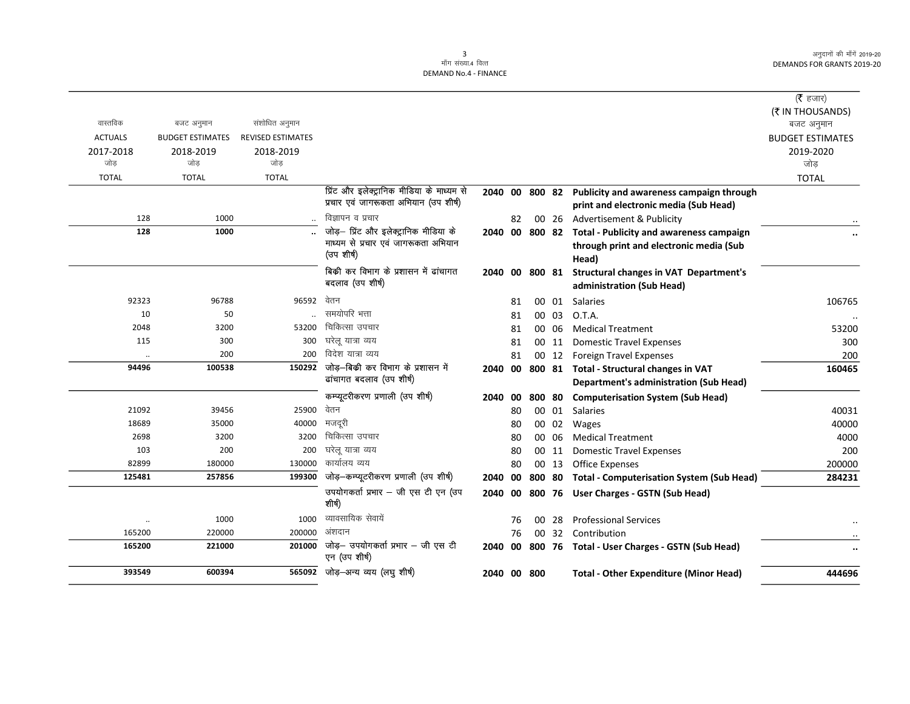मॉंग संख्या.4 वित्त
DEMAND No.4 - FINANCE

| वास्तविक ACTUALS 2017-2018 जोड़ TOTAL | बजट अनुमान BUDGET ESTIMATES 2018-2019 जोड़ TOTAL | संशोधित अनुमान REVISED ESTIMATES 2018-2019 जोड़ TOTAL | | | | | | | (₹ हजार) (₹ IN THOUSANDS) बजट अनुमान BUDGET ESTIMATES 2019-2020 जोड़ TOTAL |
|---|---|---|---|---|---|---|---|---|---|
| | | | प्रिंट और इलेक्ट्रानिक मीडिया के माध्यम से प्रचार एवं जागरूकता अभियान (उप शीर्ष) | 2040 | 00 | 800 | 82 | **Publicity and awareness campaign through print and electronic media (Sub Head)** | |
| 128 | 1000 | .. | विज्ञापन व प्रचार | | 82 | 00 | 26 | Advertisement & Publicity | .. |
| **128** | **1000** | **..** | जोड़– प्रिंट और इलेक्ट्रानिक मीडिया के माध्यम से प्रचार एवं जागरूकता अभियान (उप शीर्ष) | 2040 | 00 | 800 | 82 | **Total - Publicity and awareness campaign through print and electronic media (Sub Head)** | **..** |
| | | | बिक्री कर विभाग के प्रशासन में ढांचागत बदलाव (उप शीर्ष) | 2040 | 00 | 800 | 81 | **Structural changes in VAT Department's administration (Sub Head)** | |
| 92323 | 96788 | 96592 | वेतन | | 81 | 00 | 01 | Salaries | 106765 |
| 10 | 50 | .. | समयोपरि भत्ता | | 81 | 00 | 03 | O.T.A. | .. |
| 2048 | 3200 | 53200 | चिकित्सा उपचार | | 81 | 00 | 06 | Medical Treatment | 53200 |
| 115 | 300 | 300 | घरेलू यात्रा व्यय | | 81 | 00 | 11 | Domestic Travel Expenses | 300 |
| .. | 200 | 200 | विदेश यात्रा व्यय | | 81 | 00 | 12 | Foreign Travel Expenses | 200 |
| **94496** | **100538** | **150292** | जोड़–बिक्री कर विभाग के प्रशासन में ढांचागत बदलाव (उप शीर्ष) | 2040 | 00 | 800 | 81 | **Total - Structural changes in VAT Department's administration (Sub Head)** | **160465** |
| | | | कम्प्यूटरीकरण प्रणाली (उप शीर्ष) | 2040 | 00 | 800 | 80 | **Computerisation System (Sub Head)** | |
| 21092 | 39456 | 25900 | वेतन | | 80 | 00 | 01 | Salaries | 40031 |
| 18689 | 35000 | 40000 | मजदूरी | | 80 | 00 | 02 | Wages | 40000 |
| 2698 | 3200 | 3200 | चिकित्सा उपचार | | 80 | 00 | 06 | Medical Treatment | 4000 |
| 103 | 200 | 200 | घरेलू यात्रा व्यय | | 80 | 00 | 11 | Domestic Travel Expenses | 200 |
| 82899 | 180000 | 130000 | कार्यालय व्यय | | 80 | 00 | 13 | Office Expenses | 200000 |
| **125481** | **257856** | **199300** | जोड़–कम्प्यूटरीकरण प्रणाली (उप शीर्ष) | 2040 | 00 | 800 | 80 | **Total - Computerisation System (Sub Head)** | **284231** |
| | | | उपयोगकर्ता प्रभार – जी एस टी एन (उप शीर्ष) | 2040 | 00 | 800 | 76 | **User Charges - GSTN (Sub Head)** | |
| .. | 1000 | 1000 | व्यावसायिक सेवायें | | 76 | 00 | 28 | Professional Services | .. |
| 165200 | 220000 | 200000 | अंशदान | | 76 | 00 | 32 | Contribution | .. |
| **165200** | **221000** | **201000** | जोड़– उपयोगकर्ता प्रभार – जी एस टी एन (उप शीर्ष) | 2040 | 00 | 800 | 76 | **Total - User Charges - GSTN (Sub Head)** | **..** |
| **393549** | **600394** | **565092** | जोड़–अन्य व्यय (लघु शीर्ष) | 2040 | 00 | 800 | | **Total - Other Expenditure (Minor Head)** | **444696** |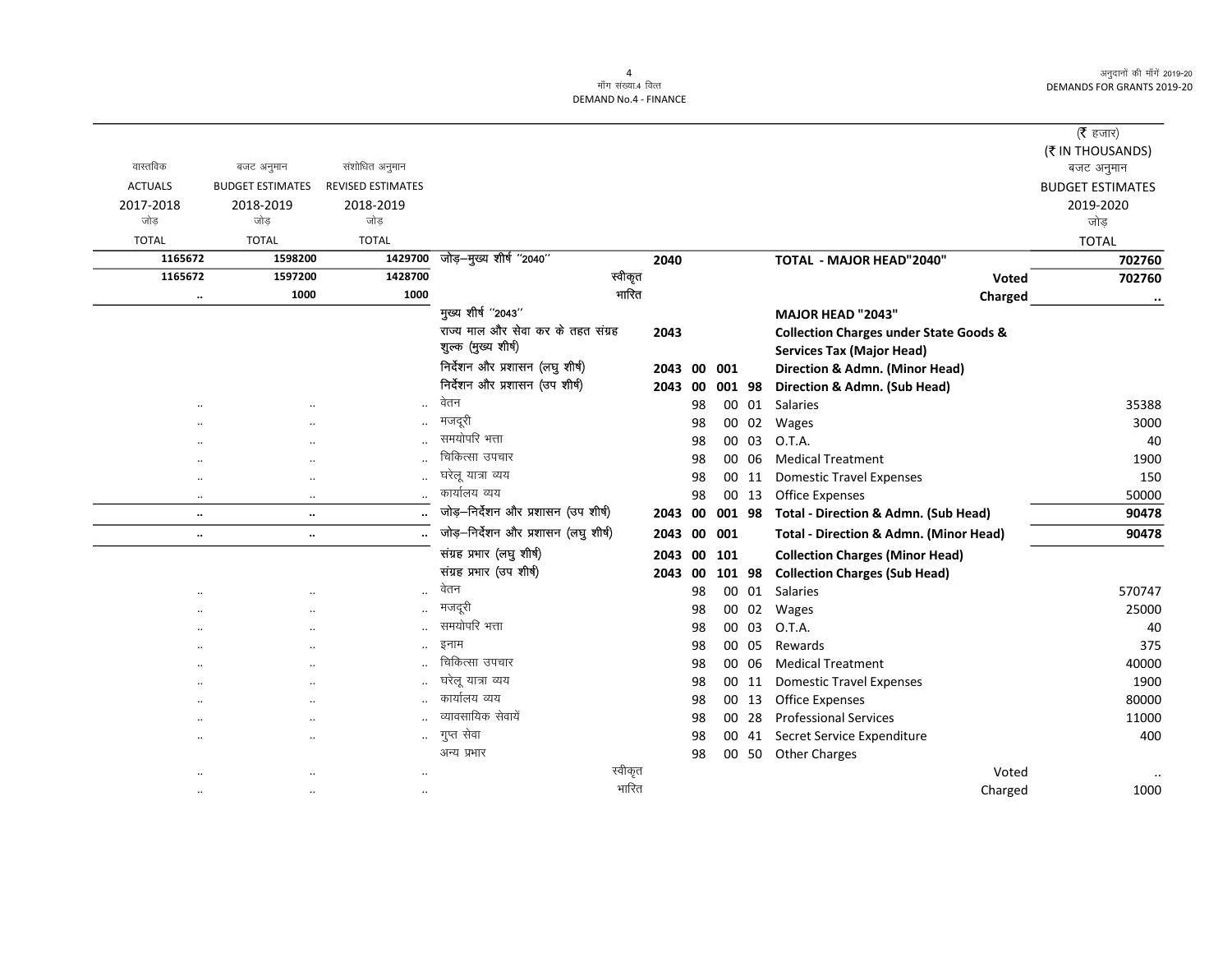मॉंग संख्या.4 वित्त
DEMAND No.4 - FINANCE

(₹ हजार)
(₹ IN THOUSANDS)

| वास्तविक ACTUALS 2017-2018 जोड़ TOTAL | बजट अनुमान BUDGET ESTIMATES 2018-2019 जोड़ TOTAL | संशोधित अनुमान REVISED ESTIMATES 2018-2019 जोड़ TOTAL | | | | | बजट अनुमान BUDGET ESTIMATES 2019-2020 जोड़ TOTAL |
|---|---|---|---|---|---|---|---|
| **1165672** | **1598200** | **1429700** | जोड़–मुख्य शीर्ष "2040" | **2040** | | **TOTAL - MAJOR HEAD"2040"** | **702760** |
| **1165672** | **1597200** | **1428700** | स्वीकृत | | | **Voted** | **702760** |
| **..** | **1000** | **1000** | भारित | | | **Charged** | **..** |
| | | | मुख्य शीर्ष "2043" | | | **MAJOR HEAD "2043"** | |
| | | | राज्य माल और सेवा कर के तहत संग्रह शुल्क (मुख्य शीर्ष) | **2043** | | **Collection Charges under State Goods & Services Tax (Major Head)** | |
| | | | निर्देशन और प्रशासन (लघु शीर्ष) | **2043 00 001** | | **Direction & Admn. (Minor Head)** | |
| | | | निर्देशन और प्रशासन (उप शीर्ष) | **2043 00 001 98** | | **Direction & Admn. (Sub Head)** | |
| .. | .. | .. | वेतन | 98 | 00 01 | Salaries | 35388 |
| .. | .. | .. | मजदूरी | 98 | 00 02 | Wages | 3000 |
| .. | .. | .. | समयोपरि भत्ता | 98 | 00 03 | O.T.A. | 40 |
| .. | .. | .. | चिकित्सा उपचार | 98 | 00 06 | Medical Treatment | 1900 |
| .. | .. | .. | घरेलू यात्रा व्यय | 98 | 00 11 | Domestic Travel Expenses | 150 |
| .. | .. | .. | कार्यालय व्यय | 98 | 00 13 | Office Expenses | 50000 |
| **..** | **..** | **..** | जोड़–निर्देशन और प्रशासन (उप शीर्ष) | **2043 00 001 98** | | **Total - Direction & Admn. (Sub Head)** | **90478** |
| **..** | **..** | **..** | जोड़–निर्देशन और प्रशासन (लघु शीर्ष) | **2043 00 001** | | **Total - Direction & Admn. (Minor Head)** | **90478** |
| | | | संग्रह प्रभार (लघु शीर्ष) | **2043 00 101** | | **Collection Charges (Minor Head)** | |
| | | | संग्रह प्रभार (उप शीर्ष) | **2043 00 101 98** | | **Collection Charges (Sub Head)** | |
| .. | .. | .. | वेतन | 98 | 00 01 | Salaries | 570747 |
| .. | .. | .. | मजदूरी | 98 | 00 02 | Wages | 25000 |
| .. | .. | .. | समयोपरि भत्ता | 98 | 00 03 | O.T.A. | 40 |
| .. | .. | .. | इनाम | 98 | 00 05 | Rewards | 375 |
| .. | .. | .. | चिकित्सा उपचार | 98 | 00 06 | Medical Treatment | 40000 |
| .. | .. | .. | घरेलू यात्रा व्यय | 98 | 00 11 | Domestic Travel Expenses | 1900 |
| .. | .. | .. | कार्यालय व्यय | 98 | 00 13 | Office Expenses | 80000 |
| .. | .. | .. | व्यावसायिक सेवायें | 98 | 00 28 | Professional Services | 11000 |
| .. | .. | .. | गुप्त सेवा | 98 | 00 41 | Secret Service Expenditure | 400 |
| | | | अन्य प्रभार | 98 | 00 50 | Other Charges | |
| .. | .. | .. | स्वीकृत | | | Voted | .. |
| .. | .. | .. | भारित | | | Charged | 1000 |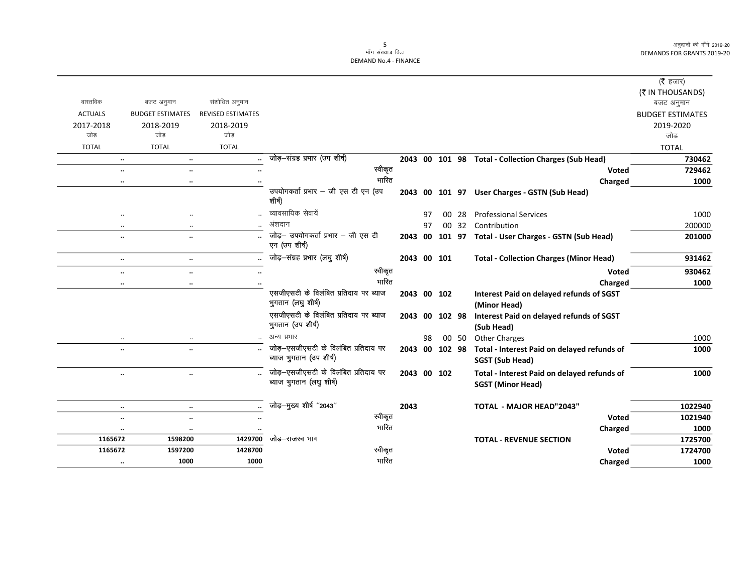| वास्तविक ACTUALS 2017-2018 जोड़ TOTAL | बजट अनुमान BUDGET ESTIMATES 2018-2019 जोड़ TOTAL | संशोधित अनुमान REVISED ESTIMATES 2018-2019 जोड़ TOTAL | | | | | | | (₹ हजार) (₹ IN THOUSANDS) बजट अनुमान BUDGET ESTIMATES 2019-2020 जोड़ TOTAL |
|---|---|---|---|---|---|---|---|---|---|
| .. | .. | .. | जोड़–संग्रह प्रभार (उप शीर्ष) | 2043 | 00 | 101 | 98 | **Total - Collection Charges (Sub Head)** | **730462** |
| .. | .. | .. | स्वीकृत | | | | | **Voted** | **729462** |
| .. | .. | .. | भारित | | | | | **Charged** | **1000** |
| | | | उपयोगकर्ता प्रभार – जी एस टी एन (उप शीर्ष) | 2043 | 00 | 101 | 97 | **User Charges - GSTN (Sub Head)** | |
| .. | .. | .. | व्यावसायिक सेवायें | | 97 | 00 | 28 | Professional Services | 1000 |
| .. | .. | .. | अंशदान | | 97 | 00 | 32 | Contribution | 200000 |
| .. | .. | .. | जोड़– उपयोगकर्ता प्रभार – जी एस टी एन (उप शीर्ष) | 2043 | 00 | 101 | 97 | **Total - User Charges - GSTN (Sub Head)** | **201000** |
| .. | .. | .. | जोड़–संग्रह प्रभार (लघु शीर्ष) | 2043 | 00 | 101 | | **Total - Collection Charges (Minor Head)** | **931462** |
| .. | .. | .. | स्वीकृत | | | | | **Voted** | **930462** |
| .. | .. | .. | भारित | | | | | **Charged** | **1000** |
| | | | एसजीएसटी के विलंबित प्रतिदाय पर ब्याज भुगतान (लघु शीर्ष) | 2043 | 00 | 102 | | **Interest Paid on delayed refunds of SGST (Minor Head)** | |
| | | | एसजीएसटी के विलंबित प्रतिदाय पर ब्याज भुगतान (उप शीर्ष) | 2043 | 00 | 102 | 98 | **Interest Paid on delayed refunds of SGST (Sub Head)** | |
| .. | .. | .. | अन्य प्रभार | | 98 | 00 | 50 | Other Charges | 1000 |
| .. | .. | .. | जोड़–एसजीएसटी के विलंबित प्रतिदाय पर ब्याज भुगतान (उप शीर्ष) | 2043 | 00 | 102 | 98 | **Total - Interest Paid on delayed refunds of SGST (Sub Head)** | **1000** |
| .. | .. | .. | जोड़–एसजीएसटी के विलंबित प्रतिदाय पर ब्याज भुगतान (लघु शीर्ष) | 2043 | 00 | 102 | | **Total - Interest Paid on delayed refunds of SGST (Minor Head)** | **1000** |
| .. | .. | .. | जोड़–मुख्य शीर्ष "2043" | 2043 | | | | **TOTAL - MAJOR HEAD"2043"** | **1022940** |
| .. | .. | .. | स्वीकृत | | | | | **Voted** | **1021940** |
| .. | .. | .. | भारित | | | | | **Charged** | **1000** |
| **1165672** | **1598200** | **1429700** | जोड़–राजस्व भाग | | | | | **TOTAL - REVENUE SECTION** | **1725700** |
| **1165672** | **1597200** | **1428700** | स्वीकृत | | | | | **Voted** | **1724700** |
| .. | **1000** | **1000** | भारित | | | | | **Charged** | **1000** |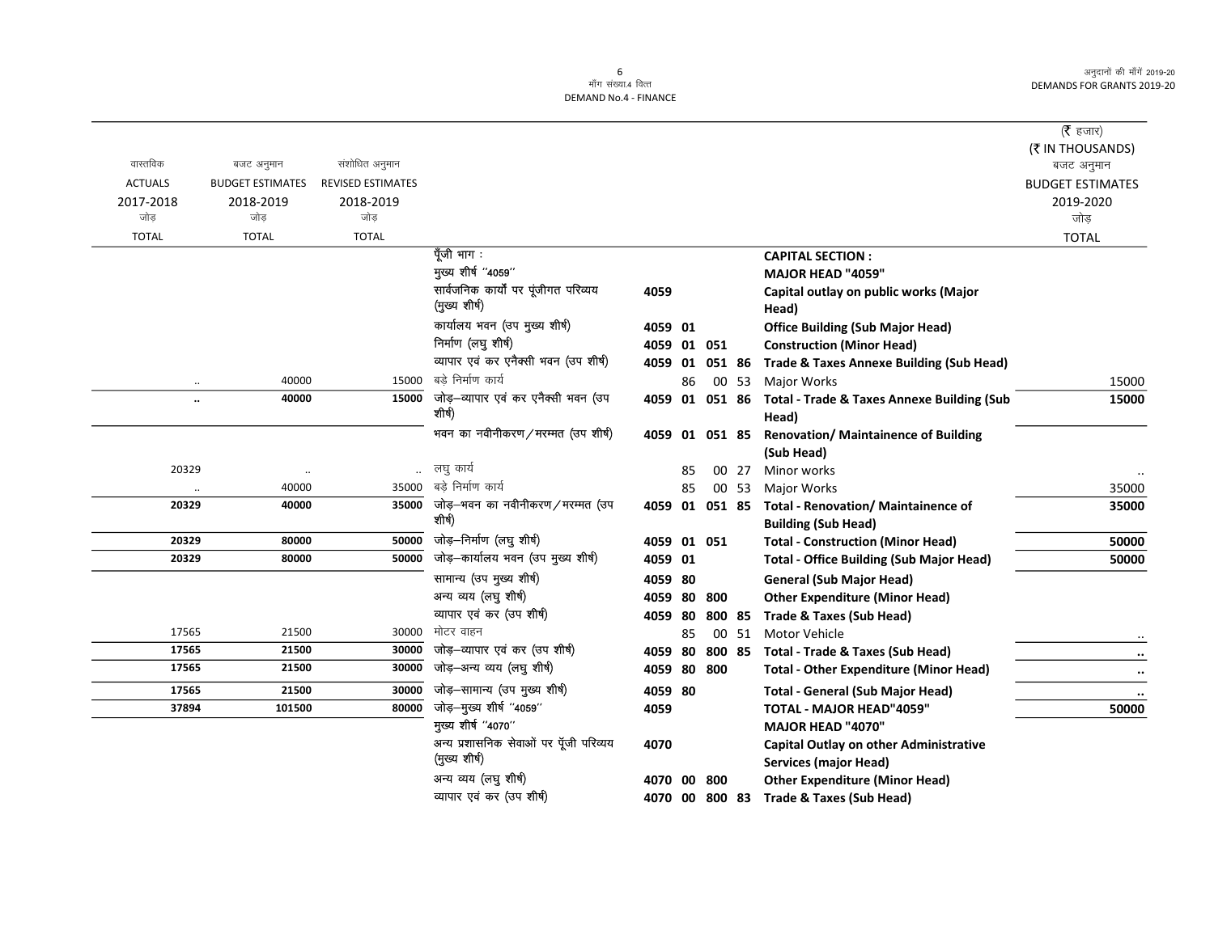# मॉँग संख्या.4 वित्त
# DEMAND No.4 - FINANCE

अनुदानों की माँगें 2019-20
DEMANDS FOR GRANTS 2019-20

(₹ हजार)
(₹ IN THOUSANDS)

| वास्तविक ACTUALS 2017-2018 जोड़ TOTAL | बजट अनुमान BUDGET ESTIMATES 2018-2019 जोड़ TOTAL | संशोधित अनुमान REVISED ESTIMATES 2018-2019 जोड़ TOTAL | | | | | | | बजट अनुमान BUDGET ESTIMATES 2019-2020 जोड़ TOTAL |
|---|---|---|---|---|---|---|---|---|---|
| | | | पूँजी भाग : | | | | | **CAPITAL SECTION :** | |
| | | | मुख्य शीर्ष ''4059'' | | | | | **MAJOR HEAD "4059"** | |
| | | | सार्वजनिक कार्यों पर पूंजीगत परिव्यय (मुख्य शीर्ष) | 4059 | | | | **Capital outlay on public works (Major Head)** | |
| | | | कार्यालय भवन (उप मुख्य शीर्ष) | 4059 | 01 | | | **Office Building (Sub Major Head)** | |
| | | | निर्माण (लघु शीर्ष) | 4059 | 01 | 051 | | **Construction (Minor Head)** | |
| | | | व्यापार एवं कर एनैक्सी भवन (उप शीर्ष) | 4059 | 01 | 051 | 86 | **Trade & Taxes Annexe Building (Sub Head)** | |
| .. | 40000 | 15000 | बड़े निर्माण कार्य | | 86 | 00 | 53 | Major Works | 15000 |
| **..** | **40000** | **15000** | जोड़–व्यापार एवं कर एनैक्सी भवन (उप शीर्ष) | 4059 | 01 | 051 | 86 | **Total - Trade & Taxes Annexe Building (Sub Head)** | **15000** |
| | | | भवन का नवीनीकरण/मरम्मत (उप शीर्ष) | 4059 | 01 | 051 | 85 | **Renovation/ Maintainence of Building (Sub Head)** | |
| 20329 | .. | .. | लघु कार्य | | 85 | 00 | 27 | Minor works | .. |
| .. | 40000 | 35000 | बड़े निर्माण कार्य | | 85 | 00 | 53 | Major Works | 35000 |
| **20329** | **40000** | **35000** | जोड़–भवन का नवीनीकरण/मरम्मत (उप शीर्ष) | 4059 | 01 | 051 | 85 | **Total - Renovation/ Maintainence of Building (Sub Head)** | **35000** |
| **20329** | **80000** | **50000** | जोड़–निर्माण (लघु शीर्ष) | 4059 | 01 | 051 | | **Total - Construction (Minor Head)** | **50000** |
| **20329** | **80000** | **50000** | जोड़–कार्यालय भवन (उप मुख्य शीर्ष) | 4059 | 01 | | | **Total - Office Building (Sub Major Head)** | **50000** |
| | | | सामान्य (उप मुख्य शीर्ष) | 4059 | 80 | | | **General (Sub Major Head)** | |
| | | | अन्य व्यय (लघु शीर्ष) | 4059 | 80 | 800 | | **Other Expenditure (Minor Head)** | |
| | | | व्यापार एवं कर (उप शीर्ष) | 4059 | 80 | 800 | 85 | **Trade & Taxes (Sub Head)** | |
| 17565 | 21500 | 30000 | मोटर वाहन | | 85 | 00 | 51 | Motor Vehicle | .. |
| **17565** | **21500** | **30000** | जोड़–व्यापार एवं कर (उप शीर्ष) | 4059 | 80 | 800 | 85 | **Total - Trade & Taxes (Sub Head)** | **..** |
| **17565** | **21500** | **30000** | जोड़–अन्य व्यय (लघु शीर्ष) | 4059 | 80 | 800 | | **Total - Other Expenditure (Minor Head)** | **..** |
| **17565** | **21500** | **30000** | जोड़–सामान्य (उप मुख्य शीर्ष) | 4059 | 80 | | | **Total - General (Sub Major Head)** | **..** |
| **37894** | **101500** | **80000** | जोड़–मुख्य शीर्ष ''4059'' | 4059 | | | | **TOTAL - MAJOR HEAD"4059"** | **50000** |
| | | | मुख्य शीर्ष ''4070'' | | | | | **MAJOR HEAD "4070"** | |
| | | | अन्य प्रशासनिक सेवाओं पर पूँजी परिव्यय (मुख्य शीर्ष) | 4070 | | | | **Capital Outlay on other Administrative Services (major Head)** | |
| | | | अन्य व्यय (लघु शीर्ष) | 4070 | 00 | 800 | | **Other Expenditure (Minor Head)** | |
| | | | व्यापार एवं कर (उप शीर्ष) | 4070 | 00 | 800 | 83 | **Trade & Taxes (Sub Head)** | |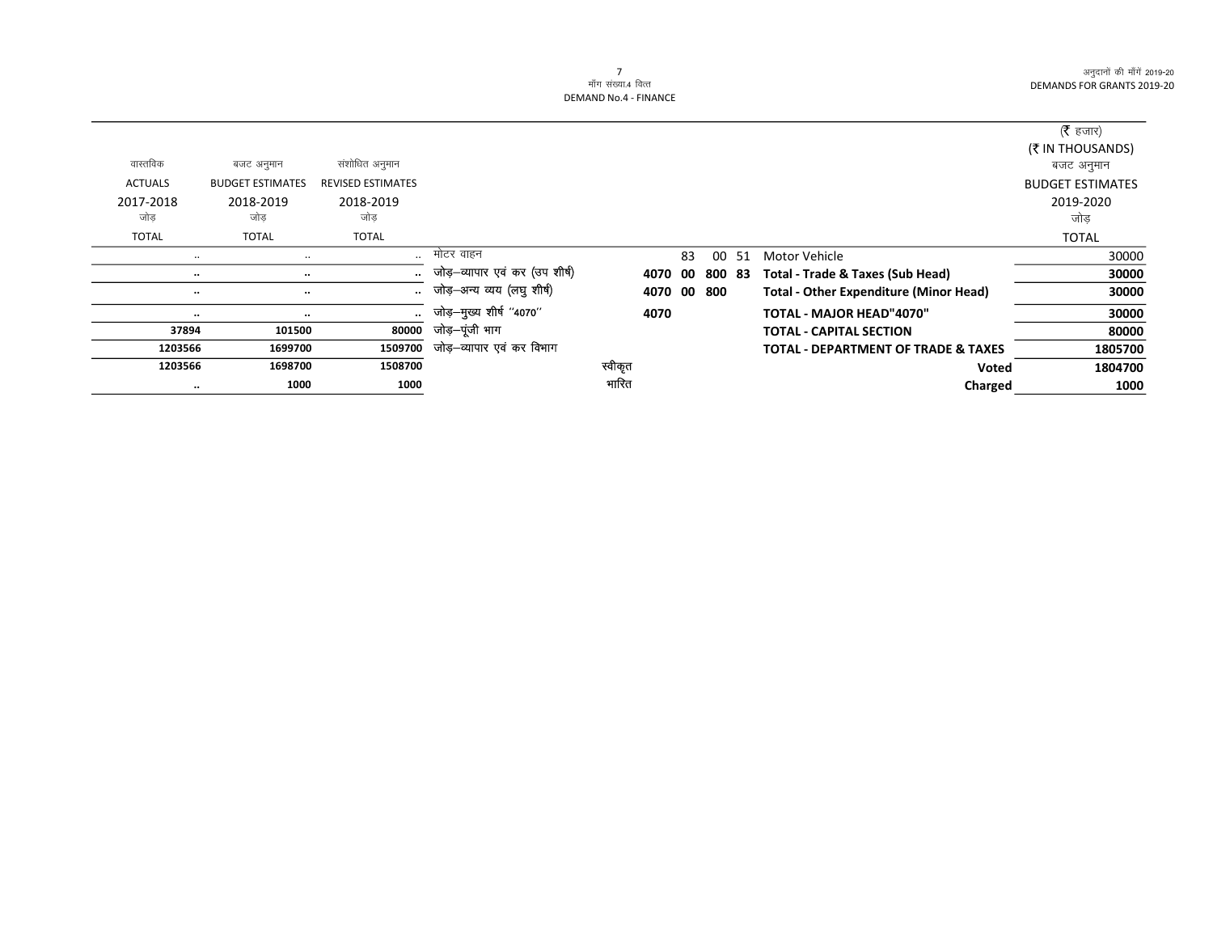मॉंग संख्या.4 वित्त
DEMAND No.4 - FINANCE

(₹ हजार)
(₹ IN THOUSANDS)

| वास्तविक ACTUALS 2017-2018 जोड़ TOTAL | बजट अनुमान BUDGET ESTIMATES 2018-2019 जोड़ TOTAL | संशोधित अनुमान REVISED ESTIMATES 2018-2019 जोड़ TOTAL | | | | | | | बजट अनुमान BUDGET ESTIMATES 2019-2020 जोड़ TOTAL |
|---|---|---|---|---|---|---|---|---|---|
| .. | .. | .. | मोटर वाहन | | 83 | 00 | 51 | Motor Vehicle | 30000 |
| **..** | **..** | **..** | जोड़–व्यापार एवं कर (उप शीर्ष) | **4070** | **00** | **800** | **83** | **Total - Trade & Taxes (Sub Head)** | **30000** |
| **..** | **..** | **..** | जोड़–अन्य व्यय (लघु शीर्ष) | **4070** | **00** | **800** | | **Total - Other Expenditure (Minor Head)** | **30000** |
| **..** | **..** | **..** | जोड़–मुख्य शीर्ष "4070" | **4070** | | | | **TOTAL - MAJOR HEAD"4070"** | **30000** |
| **37894** | **101500** | **80000** | जोड़–पूंजी भाग | | | | | **TOTAL - CAPITAL SECTION** | **80000** |
| **1203566** | **1699700** | **1509700** | जोड़–व्यापार एवं कर विभाग | | | | | **TOTAL - DEPARTMENT OF TRADE & TAXES** | **1805700** |
| **1203566** | **1698700** | **1508700** | स्वीकृत | | | | | **Voted** | **1804700** |
| **..** | **1000** | **1000** | भारित | | | | | **Charged** | **1000** |